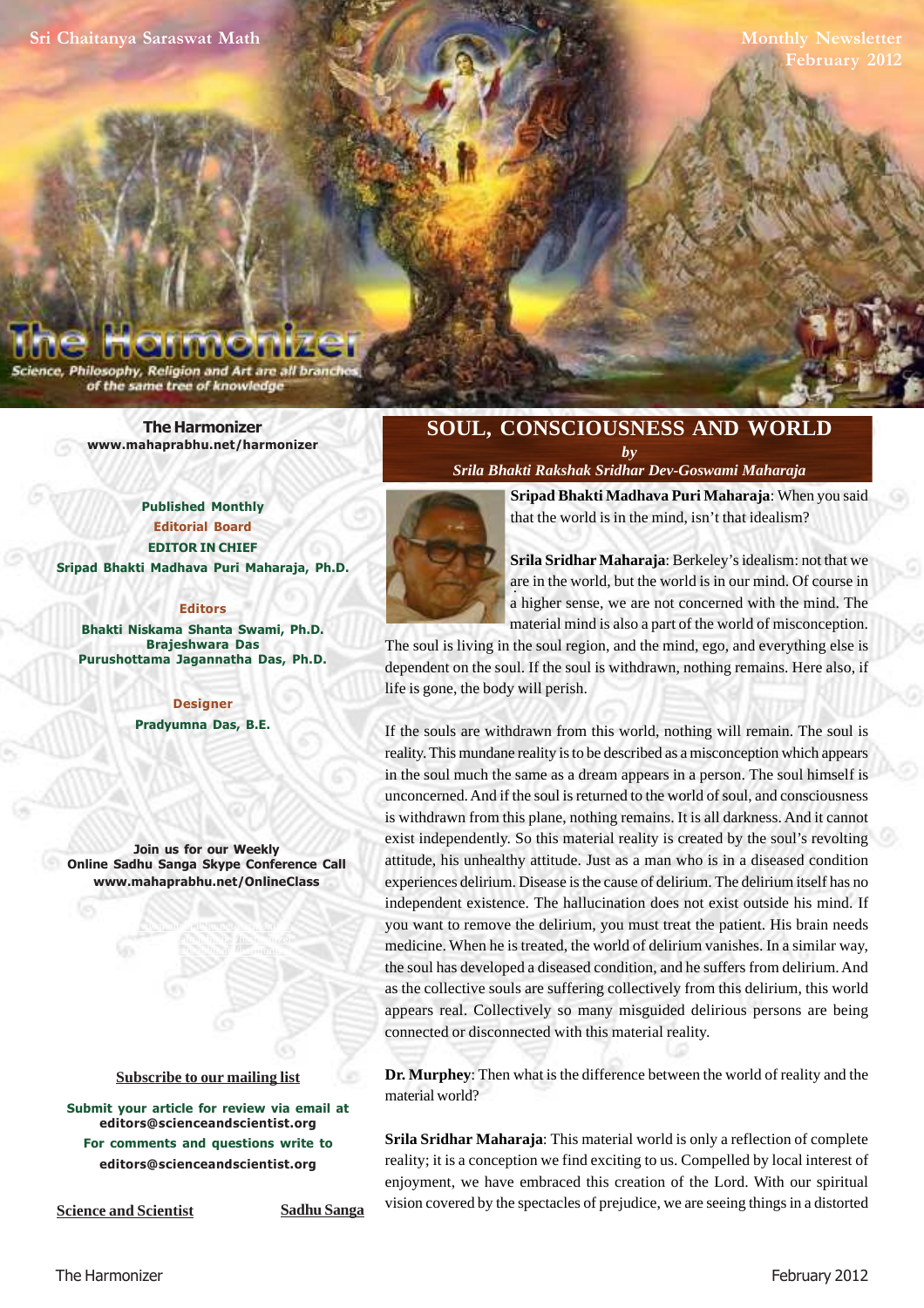Sri Chaitanya Saraswat Math

Monthly Newsletter
February 2012

# The Harmonizer

Science, Philosophy, Religion and Art are all branches of the same tree of knowledge

**The Harmonizer**
www.mahaprabhu.net/harmonizer

**Published Monthly**
**Editorial Board**
**EDITOR IN CHIEF**
Sripad Bhakti Madhava Puri Maharaja, Ph.D.

**Editors**
Bhakti Niskama Shanta Swami, Ph.D.
Brajeshwara Das
Purushottama Jagannatha Das, Ph.D.

**Designer**
Pradyumna Das, B.E.

Join us for our Weekly
Online Sadhu Sanga Skype Conference Call
www.mahaprabhu.net/OnlineClass

Subscribe to our mailing list

Submit your article for review via email at
editors@scienceandscientist.org
For comments and questions write to
editors@scienceandscientist.org

Science and Scientist

Sadhu Sanga

## SOUL, CONSCIOUSNESS AND WORLD

*by*
*Srila Bhakti Rakshak Sridhar Dev-Goswami Maharaja*

**Sripad Bhakti Madhava Puri Maharaja**: When you said that the world is in the mind, isn't that idealism?

**Srila Sridhar Maharaja**: Berkeley's idealism: not that we are in the world, but the world is in our mind. Of course in a higher sense, we are not concerned with the mind. The material mind is also a part of the world of misconception. The soul is living in the soul region, and the mind, ego, and everything else is dependent on the soul. If the soul is withdrawn, nothing remains. Here also, if life is gone, the body will perish.

If the souls are withdrawn from this world, nothing will remain. The soul is reality. This mundane reality is to be described as a misconception which appears in the soul much the same as a dream appears in a person. The soul himself is unconcerned. And if the soul is returned to the world of soul, and consciousness is withdrawn from this plane, nothing remains. It is all darkness. And it cannot exist independently. So this material reality is created by the soul's revolting attitude, his unhealthy attitude. Just as a man who is in a diseased condition experiences delirium. Disease is the cause of delirium. The delirium itself has no independent existence. The hallucination does not exist outside his mind. If you want to remove the delirium, you must treat the patient. His brain needs medicine. When he is treated, the world of delirium vanishes. In a similar way, the soul has developed a diseased condition, and he suffers from delirium. And as the collective souls are suffering collectively from this delirium, this world appears real. Collectively so many misguided delirious persons are being connected or disconnected with this material reality.

**Dr. Murphey**: Then what is the difference between the world of reality and the material world?

**Srila Sridhar Maharaja**: This material world is only a reflection of complete reality; it is a conception we find exciting to us. Compelled by local interest of enjoyment, we have embraced this creation of the Lord. With our spiritual vision covered by the spectacles of prejudice, we are seeing things in a distorted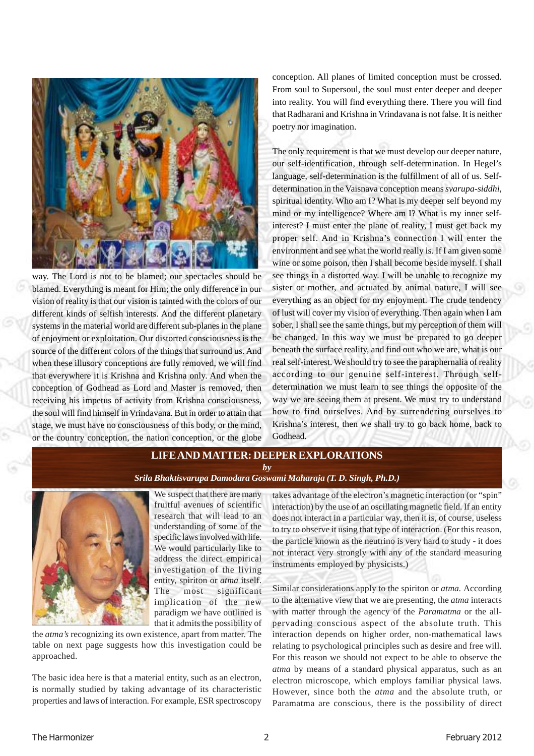way. The Lord is not to be blamed; our spectacles should be blamed. Everything is meant for Him; the only difference in our vision of reality is that our vision is tainted with the colors of our different kinds of selfish interests. And the different planetary systems in the material world are different sub-planes in the plane of enjoyment or exploitation. Our distorted consciousness is the source of the different colors of the things that surround us. And when these illusory conceptions are fully removed, we will find that everywhere it is Krishna and Krishna only. And when the conception of Godhead as Lord and Master is removed, then receiving his impetus of activity from Krishna consciousness, the soul will find himself in Vrindavana. But in order to attain that stage, we must have no consciousness of this body, or the mind, or the country conception, the nation conception, or the globe conception. All planes of limited conception must be crossed. From soul to Supersoul, the soul must enter deeper and deeper into reality. You will find everything there. There you will find that Radharani and Krishna in Vrindavana is not false. It is neither poetry nor imagination.

The only requirement is that we must develop our deeper nature, our self-identification, through self-determination. In Hegel's language, self-determination is the fulfillment of all of us. Self-determination in the Vaisnava conception means *svarupa-siddhi*, spiritual identity. Who am I? What is my deeper self beyond my mind or my intelligence? Where am I? What is my inner self-interest? I must enter the plane of reality, I must get back my proper self. And in Krishna's connection I will enter the environment and see what the world really is. If I am given some wine or some poison, then I shall become beside myself. I shall see things in a distorted way. I will be unable to recognize my sister or mother, and actuated by animal nature, I will see everything as an object for my enjoyment. The crude tendency of lust will cover my vision of everything. Then again when I am sober, I shall see the same things, but my perception of them will be changed. In this way we must be prepared to go deeper beneath the surface reality, and find out who we are, what is our real self-interest. We should try to see the paraphernalia of reality according to our genuine self-interest. Through self-determination we must learn to see things the opposite of the way we are seeing them at present. We must try to understand how to find ourselves. And by surrendering ourselves to Krishna's interest, then we shall try to go back home, back to Godhead.

## LIFE AND MATTER: DEEPER EXPLORATIONS

***by***

***Srila Bhaktisvarupa Damodara Goswami Maharaja (T. D. Singh, Ph.D.)***

We suspect that there are many fruitful avenues of scientific research that will lead to an understanding of some of the specific laws involved with life. We would particularly like to address the direct empirical investigation of the living entity, spiriton or *atma* itself. The most significant implication of the new paradigm we have outlined is that it admits the possibility of the *atma's* recognizing its own existence, apart from matter. The table on next page suggests how this investigation could be approached.

The basic idea here is that a material entity, such as an electron, is normally studied by taking advantage of its characteristic properties and laws of interaction. For example, ESR spectroscopy takes advantage of the electron's magnetic interaction (or "spin" interaction) by the use of an oscillating magnetic field. If an entity does not interact in a particular way, then it is, of course, useless to try to observe it using that type of interaction. (For this reason, the particle known as the neutrino is very hard to study - it does not interact very strongly with any of the standard measuring instruments employed by physicists.)

Similar considerations apply to the spiriton or *atma.* According to the alternative view that we are presenting, the *atma* interacts with matter through the agency of the *Paramatma* or the all-pervading conscious aspect of the absolute truth. This interaction depends on higher order, non-mathematical laws relating to psychological principles such as desire and free will. For this reason we should not expect to be able to observe the *atma* by means of a standard physical apparatus, such as an electron microscope, which employs familiar physical laws. However, since both the *atma* and the absolute truth, or Paramatma are conscious, there is the possibility of direct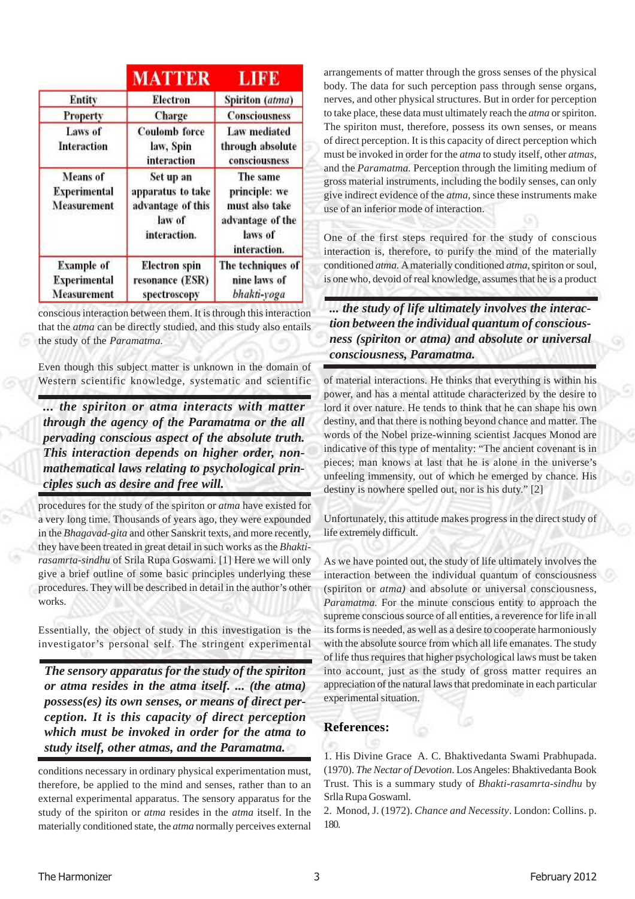| | MATTER | LIFE |
|---|---|---|
| Entity | Electron | Spiriton (*atma*) |
| Property | Charge | Consciousness |
| Laws of Interaction | Coulomb force law, Spin interaction | Law mediated through absolute consciousness |
| Means of Experimental Measurement | Set up an apparatus to take advantage of this law of interaction. | The same principle: we must also take advantage of the laws of interaction. |
| Example of Experimental Measurement | Electron spin resonance (ESR) spectroscopy | The techniques of nine laws of *bhakti-yoga* |

conscious interaction between them. It is through this interaction that the *atma* can be directly studied, and this study also entails the study of the *Paramatma.*

Even though this subject matter is unknown in the domain of Western scientific knowledge, systematic and scientific procedures for the study of the spiriton or *atma* have existed for a very long time. Thousands of years ago, they were expounded in the *Bhagavad-gita* and other Sanskrit texts, and more recently, they have been treated in great detail in such works as the *Bhakti-rasamrta-sindhu* of Srila Rupa Goswami. [1] Here we will only give a brief outline of some basic principles underlying these procedures. They will be described in detail in the author's other works.

> ***... the spiriton or atma interacts with matter through the agency of the Paramatma or the all pervading conscious aspect of the absolute truth. This interaction depends on higher order, non-mathematical laws relating to psychological principles such as desire and free will.***

Essentially, the object of study in this investigation is the investigator's personal self. The stringent experimental conditions necessary in ordinary physical experimentation must, therefore, be applied to the mind and senses, rather than to an external experimental apparatus. The sensory apparatus for the study of the spiriton or *atma* resides in the *atma* itself. In the materially conditioned state, the *atma* normally perceives external arrangements of matter through the gross senses of the physical body. The data for such perception pass through sense organs, nerves, and other physical structures. But in order for perception to take place, these data must ultimately reach the *atma* or spiriton. The spiriton must, therefore, possess its own senses, or means of direct perception. It is this capacity of direct perception which must be invoked in order for the *atma* to study itself, other *atmas,* and the *Paramatma.* Perception through the limiting medium of gross material instruments, including the bodily senses, can only give indirect evidence of the *atma,* since these instruments make use of an inferior mode of interaction.

> ***The sensory apparatus for the study of the spiriton or atma resides in the atma itself. ... (the atma) possess(es) its own senses, or means of direct perception. It is this capacity of direct perception which must be invoked in order for the atma to study itself, other atmas, and the Paramatma.***

One of the first steps required for the study of conscious interaction is, therefore, to purify the mind of the materially conditioned *atma.* A materially conditioned *atma,* spiriton or soul, is one who, devoid of real knowledge, assumes that he is a product of material interactions. He thinks that everything is within his power, and has a mental attitude characterized by the desire to lord it over nature. He tends to think that he can shape his own destiny, and that there is nothing beyond chance and matter. The words of the Nobel prize-winning scientist Jacques Monod are indicative of this type of mentality: "The ancient covenant is in pieces; man knows at last that he is alone in the universe's unfeeling immensity, out of which he emerged by chance. His destiny is nowhere spelled out, nor is his duty." [2]

> ***... the study of life ultimately involves the interaction between the individual quantum of consciousness (spiriton or atma) and absolute or universal consciousness, Paramatma.***

Unfortunately, this attitude makes progress in the direct study of life extremely difficult.

As we have pointed out, the study of life ultimately involves the interaction between the individual quantum of consciousness (spiriton or *atma)* and absolute or universal consciousness, *Paramatma.* For the minute conscious entity to approach the supreme conscious source of all entities, a reverence for life in all its forms is needed, as well as a desire to cooperate harmoniously with the absolute source from which all life emanates. The study of life thus requires that higher psychological laws must be taken into account, just as the study of gross matter requires an appreciation of the natural laws that predominate in each particular experimental situation.

## References:

1. His Divine Grace A. C. Bhaktivedanta Swami Prabhupada. (1970). *The Nectar of Devotion.* Los Angeles: Bhaktivedanta Book Trust. This is a summary study of *Bhakti-rasamrta-sindhu* by Srlla Rupa Goswaml.
2. Monod, J. (1972). *Chance and Necessity*. London: Collins. p. 180.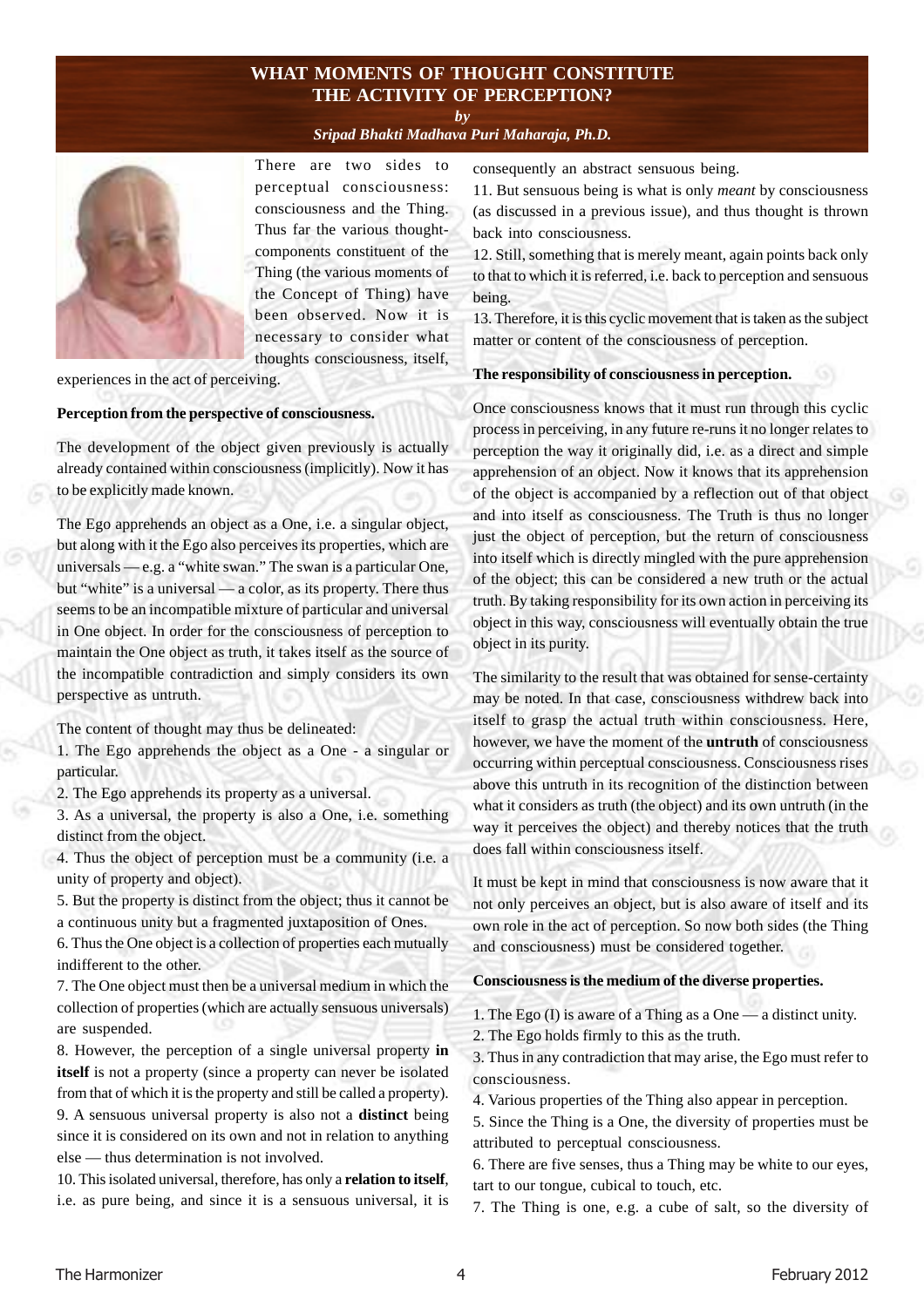# WHAT MOMENTS OF THOUGHT CONSTITUTE THE ACTIVITY OF PERCEPTION?

*by*

*Sripad Bhakti Madhava Puri Maharaja, Ph.D.*

There are two sides to perceptual consciousness: consciousness and the Thing. Thus far the various thought-components constituent of the Thing (the various moments of the Concept of Thing) have been observed. Now it is necessary to consider what thoughts consciousness, itself, experiences in the act of perceiving.

**Perception from the perspective of consciousness.**

The development of the object given previously is actually already contained within consciousness (implicitly). Now it has to be explicitly made known.

The Ego apprehends an object as a One, i.e. a singular object, but along with it the Ego also perceives its properties, which are universals — e.g. a "white swan." The swan is a particular One, but "white" is a universal — a color, as its property. There thus seems to be an incompatible mixture of particular and universal in One object. In order for the consciousness of perception to maintain the One object as truth, it takes itself as the source of the incompatible contradiction and simply considers its own perspective as untruth.

The content of thought may thus be delineated:

1. The Ego apprehends the object as a One - a singular or particular.
2. The Ego apprehends its property as a universal.
3. As a universal, the property is also a One, i.e. something distinct from the object.
4. Thus the object of perception must be a community (i.e. a unity of property and object).
5. But the property is distinct from the object; thus it cannot be a continuous unity but a fragmented juxtaposition of Ones.
6. Thus the One object is a collection of properties each mutually indifferent to the other.
7. The One object must then be a universal medium in which the collection of properties (which are actually sensuous universals) are suspended.
8. However, the perception of a single universal property **in itself** is not a property (since a property can never be isolated from that of which it is the property and still be called a property).
9. A sensuous universal property is also not a **distinct** being since it is considered on its own and not in relation to anything else — thus determination is not involved.
10. This isolated universal, therefore, has only a **relation to itself**, i.e. as pure being, and since it is a sensuous universal, it is consequently an abstract sensuous being.
11. But sensuous being is what is only *meant* by consciousness (as discussed in a previous issue), and thus thought is thrown back into consciousness.
12. Still, something that is merely meant, again points back only to that to which it is referred, i.e. back to perception and sensuous being.
13. Therefore, it is this cyclic movement that is taken as the subject matter or content of the consciousness of perception.

**The responsibility of consciousness in perception.**

Once consciousness knows that it must run through this cyclic process in perceiving, in any future re-runs it no longer relates to perception the way it originally did, i.e. as a direct and simple apprehension of an object. Now it knows that its apprehension of the object is accompanied by a reflection out of that object and into itself as consciousness. The Truth is thus no longer just the object of perception, but the return of consciousness into itself which is directly mingled with the pure apprehension of the object; this can be considered a new truth or the actual truth. By taking responsibility for its own action in perceiving its object in this way, consciousness will eventually obtain the true object in its purity.

The similarity to the result that was obtained for sense-certainty may be noted. In that case, consciousness withdrew back into itself to grasp the actual truth within consciousness. Here, however, we have the moment of the **untruth** of consciousness occurring within perceptual consciousness. Consciousness rises above this untruth in its recognition of the distinction between what it considers as truth (the object) and its own untruth (in the way it perceives the object) and thereby notices that the truth does fall within consciousness itself.

It must be kept in mind that consciousness is now aware that it not only perceives an object, but is also aware of itself and its own role in the act of perception. So now both sides (the Thing and consciousness) must be considered together.

**Consciousness is the medium of the diverse properties.**

1. The Ego (I) is aware of a Thing as a One — a distinct unity.
2. The Ego holds firmly to this as the truth.
3. Thus in any contradiction that may arise, the Ego must refer to consciousness.
4. Various properties of the Thing also appear in perception.
5. Since the Thing is a One, the diversity of properties must be attributed to perceptual consciousness.
6. There are five senses, thus a Thing may be white to our eyes, tart to our tongue, cubical to touch, etc.
7. The Thing is one, e.g. a cube of salt, so the diversity of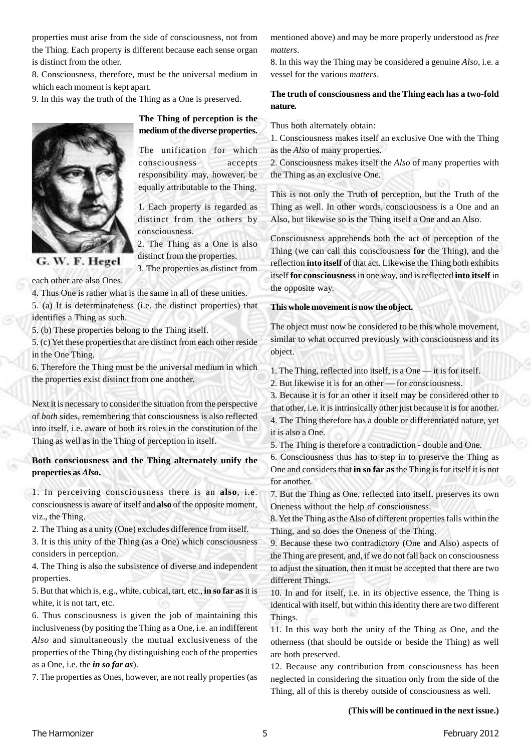properties must arise from the side of consciousness, not from the Thing. Each property is different because each sense organ is distinct from the other.

8. Consciousness, therefore, must be the universal medium in which each moment is kept apart.

9. In this way the truth of the Thing as a One is preserved.

G. W. F. Hegel

**The Thing of perception is the medium of the diverse properties.**

The unification for which consciousness accepts responsibility may, however, be equally attributable to the Thing.

1. Each property is regarded as distinct from the others by consciousness.
2. The Thing as a One is also distinct from the properties.
3. The properties as distinct from each other are also Ones.
4. Thus One is rather what is the same in all of these unities.
5. (a) It is determinateness (i.e. the distinct properties) that identifies a Thing as such.
5. (b) These properties belong to the Thing itself.
5. (c) Yet these properties that are distinct from each other reside in the One Thing.
6. Therefore the Thing must be the universal medium in which the properties exist distinct from one another.

Next it is necessary to consider the situation from the perspective of *both* sides, remembering that consciousness is also reflected into itself, i.e. aware of both its roles in the constitution of the Thing as well as in the Thing of perception in itself.

**Both consciousness and the Thing alternately unify the properties as *Also*.**

1. In perceiving consciousness there is an **also**, i.e. consciousness is aware of itself and **also** of the opposite moment, viz., the Thing.
2. The Thing as a unity (One) excludes difference from itself.
3. It is this unity of the Thing (as a One) which consciousness considers in perception.
4. The Thing is also the subsistence of diverse and independent properties.
5. But that which is, e.g., white, cubical, tart, etc., **in so far as** it is white, it is not tart, etc.
6. Thus consciousness is given the job of maintaining this inclusiveness (by positing the Thing as a One, i.e. an indifferent *Also* and simultaneously the mutual exclusiveness of the properties of the Thing (by distinguishing each of the properties as a One, i.e. the ***in so far as***).
7. The properties as Ones, however, are not really properties (as mentioned above) and may be more properly understood as *free matters*.
8. In this way the Thing may be considered a genuine *Also*, i.e. a vessel for the various *matters*.

**The truth of consciousness and the Thing each has a two-fold nature.**

Thus both alternately obtain:

1. Consciousness makes itself an exclusive One with the Thing as the *Also* of many properties.
2. Consciousness makes itself the *Also* of many properties with the Thing as an exclusive One.

This is not only the Truth of perception, but the Truth of the Thing as well. In other words, consciousness is a One and an Also, but likewise so is the Thing itself a One and an Also.

Consciousness apprehends both the act of perception of the Thing (we can call this consciousness **for** the Thing), and the reflection **into itself** of that act. Likewise the Thing both exhibits itself **for consciousness** in one way, and is reflected **into itself** in the opposite way.

**This whole movement is now the object.**

The object must now be considered to be this whole movement, similar to what occurred previously with consciousness and its object.

1. The Thing, reflected into itself, is a One — it is for itself.
2. But likewise it is for an other — for consciousness.
3. Because it is for an other it itself may be considered other to that other, i.e. it is intrinsically other just because it is for another.
4. The Thing therefore has a double or differentiated nature, yet it is also a One.
5. The Thing is therefore a contradiction - double and One.
6. Consciousness thus has to step in to preserve the Thing as One and considers that **in so far as** the Thing is for itself it is not for another.
7. But the Thing as One, reflected into itself, preserves its own Oneness without the help of consciousness.
8. Yet the Thing as the Also of different properties falls within the Thing, and so does the Oneness of the Thing.
9. Because these two contradictory (One and Also) aspects of the Thing are present, and, if we do not fall back on consciousness to adjust the situation, then it must be accepted that there are two different Things.
10. In and for itself, i.e. in its objective essence, the Thing is identical with itself, but within this identity there are two different Things.
11. In this way both the unity of the Thing as One, and the otherness (that should be outside or beside the Thing) as well are both preserved.
12. Because any contribution from consciousness has been neglected in considering the situation only from the side of the Thing, all of this is thereby outside of consciousness as well.

**(This will be continued in the next issue.)**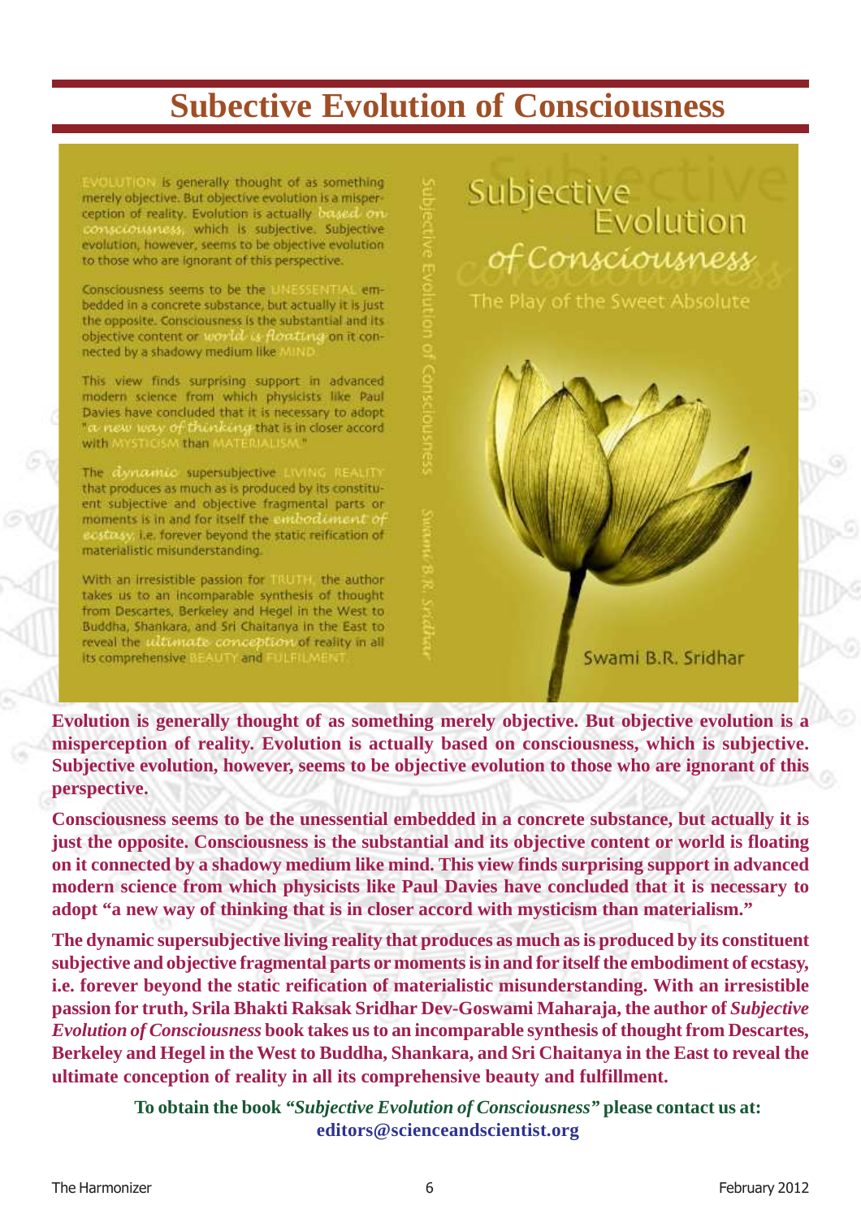# Subective Evolution of Consciousness

**Evolution is generally thought of as something merely objective. But objective evolution is a misperception of reality. Evolution is actually based on consciousness, which is subjective. Subjective evolution, however, seems to be objective evolution to those who are ignorant of this perspective.**

**Consciousness seems to be the unessential embedded in a concrete substance, but actually it is just the opposite. Consciousness is the substantial and its objective content or world is floating on it connected by a shadowy medium like mind. This view finds surprising support in advanced modern science from which physicists like Paul Davies have concluded that it is necessary to adopt "a new way of thinking that is in closer accord with mysticism than materialism."**

**The dynamic supersubjective living reality that produces as much as is produced by its constituent subjective and objective fragmental parts or moments is in and for itself the embodiment of ecstasy, i.e. forever beyond the static reification of materialistic misunderstanding. With an irresistible passion for truth, Srila Bhakti Raksak Sridhar Dev-Goswami Maharaja, the author of *Subjective Evolution of Consciousness* book takes us to an incomparable synthesis of thought from Descartes, Berkeley and Hegel in the West to Buddha, Shankara, and Sri Chaitanya in the East to reveal the ultimate conception of reality in all its comprehensive beauty and fulfillment.**

**To obtain the book "*Subjective Evolution of Consciousness*" please contact us at: editors@scienceandscientist.org**